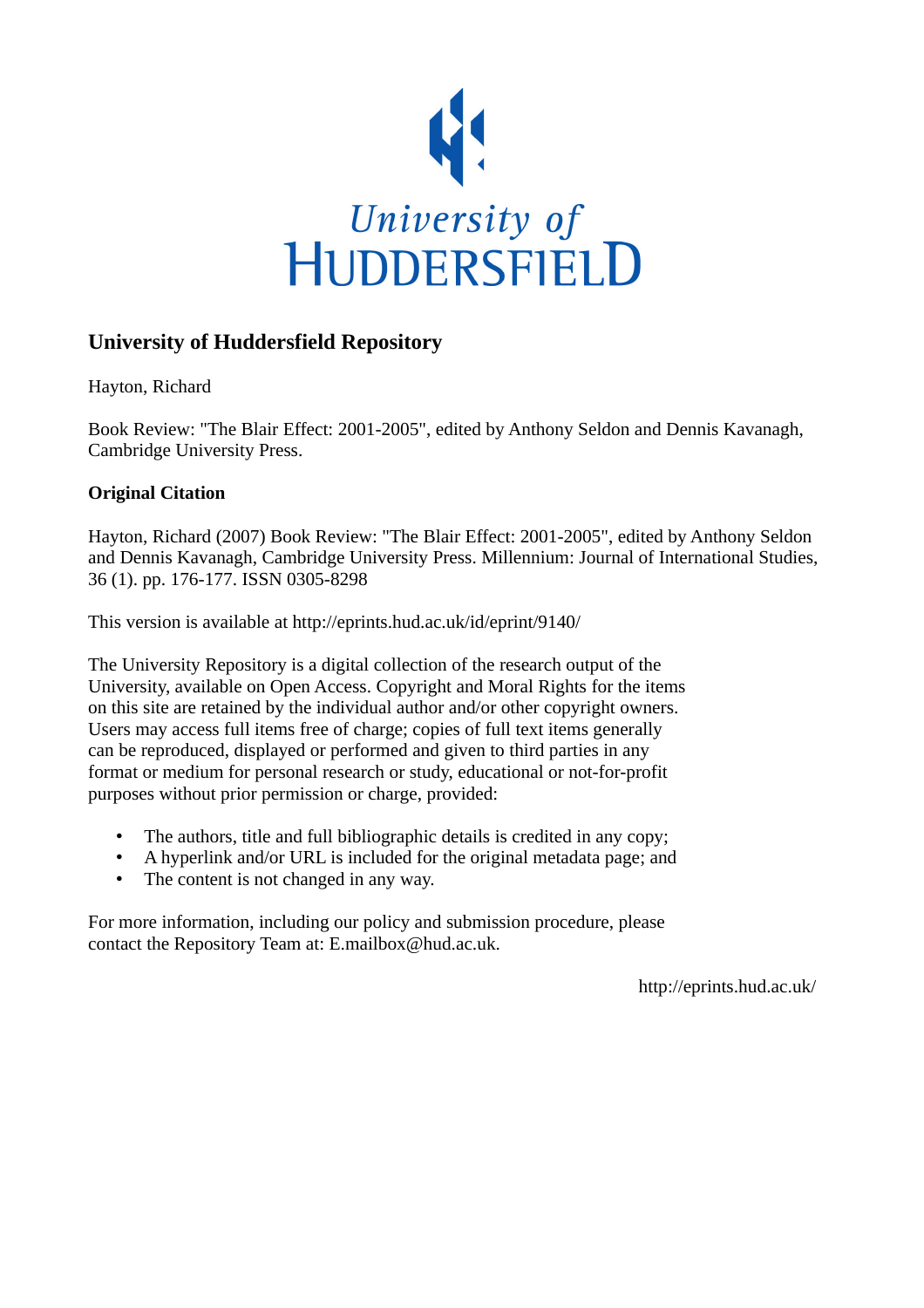University of HUDDERSFIELD

## University of Huddersfield Repository

Hayton, Richard

Book Review: "The Blair Effect: 2001-2005", edited by Anthony Seldon and Dennis Kavanagh, Cambridge University Press.

### Original Citation

Hayton, Richard (2007) Book Review: "The Blair Effect: 2001-2005", edited by Anthony Seldon and Dennis Kavanagh, Cambridge University Press. Millennium: Journal of International Studies, 36 (1). pp. 176-177. ISSN 0305-8298

This version is available at http://eprints.hud.ac.uk/id/eprint/9140/

The University Repository is a digital collection of the research output of the University, available on Open Access. Copyright and Moral Rights for the items on this site are retained by the individual author and/or other copyright owners. Users may access full items free of charge; copies of full text items generally can be reproduced, displayed or performed and given to third parties in any format or medium for personal research or study, educational or not-for-profit purposes without prior permission or charge, provided:

- The authors, title and full bibliographic details is credited in any copy;
- A hyperlink and/or URL is included for the original metadata page; and
- The content is not changed in any way.

For more information, including our policy and submission procedure, please contact the Repository Team at: E.mailbox@hud.ac.uk.

http://eprints.hud.ac.uk/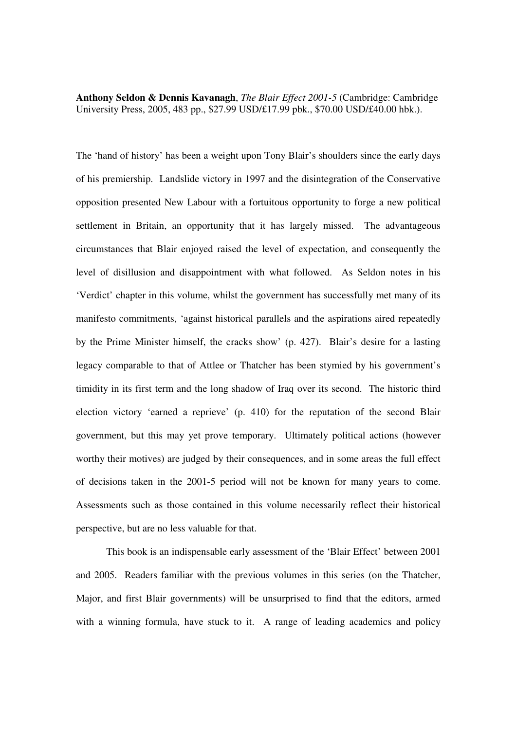**Anthony Seldon & Dennis Kavanagh**, *The Blair Effect 2001-5* (Cambridge: Cambridge University Press, 2005, 483 pp., $27.99 USD/£17.99 pbk., $70.00 USD/£40.00 hbk.).

The 'hand of history' has been a weight upon Tony Blair's shoulders since the early days of his premiership. Landslide victory in 1997 and the disintegration of the Conservative opposition presented New Labour with a fortuitous opportunity to forge a new political settlement in Britain, an opportunity that it has largely missed. The advantageous circumstances that Blair enjoyed raised the level of expectation, and consequently the level of disillusion and disappointment with what followed. As Seldon notes in his 'Verdict' chapter in this volume, whilst the government has successfully met many of its manifesto commitments, 'against historical parallels and the aspirations aired repeatedly by the Prime Minister himself, the cracks show' (p. 427). Blair's desire for a lasting legacy comparable to that of Attlee or Thatcher has been stymied by his government's timidity in its first term and the long shadow of Iraq over its second. The historic third election victory 'earned a reprieve' (p. 410) for the reputation of the second Blair government, but this may yet prove temporary. Ultimately political actions (however worthy their motives) are judged by their consequences, and in some areas the full effect of decisions taken in the 2001-5 period will not be known for many years to come. Assessments such as those contained in this volume necessarily reflect their historical perspective, but are no less valuable for that.

This book is an indispensable early assessment of the 'Blair Effect' between 2001 and 2005. Readers familiar with the previous volumes in this series (on the Thatcher, Major, and first Blair governments) will be unsurprised to find that the editors, armed with a winning formula, have stuck to it. A range of leading academics and policy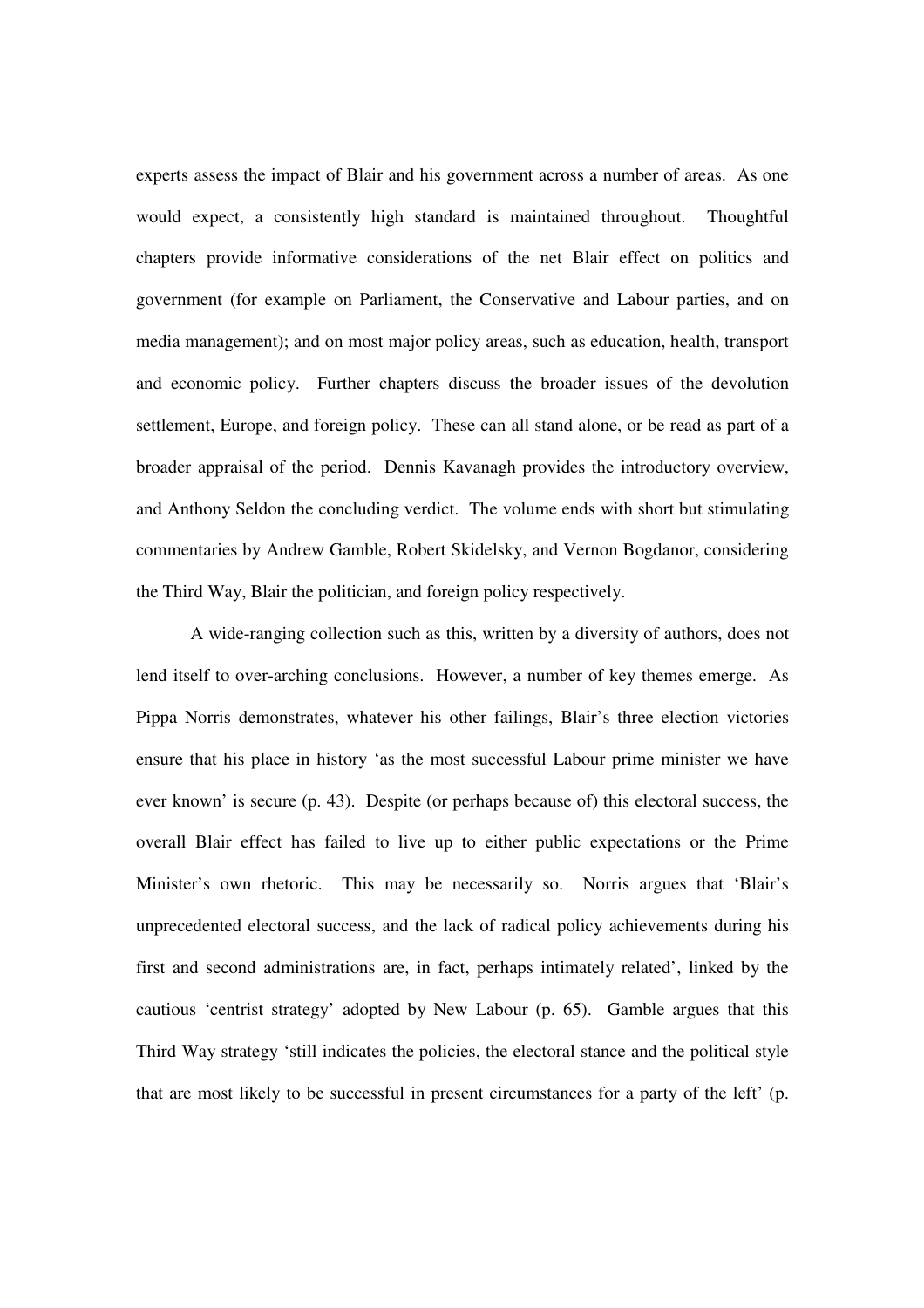experts assess the impact of Blair and his government across a number of areas. As one would expect, a consistently high standard is maintained throughout. Thoughtful chapters provide informative considerations of the net Blair effect on politics and government (for example on Parliament, the Conservative and Labour parties, and on media management); and on most major policy areas, such as education, health, transport and economic policy. Further chapters discuss the broader issues of the devolution settlement, Europe, and foreign policy. These can all stand alone, or be read as part of a broader appraisal of the period. Dennis Kavanagh provides the introductory overview, and Anthony Seldon the concluding verdict. The volume ends with short but stimulating commentaries by Andrew Gamble, Robert Skidelsky, and Vernon Bogdanor, considering the Third Way, Blair the politician, and foreign policy respectively.

A wide-ranging collection such as this, written by a diversity of authors, does not lend itself to over-arching conclusions. However, a number of key themes emerge. As Pippa Norris demonstrates, whatever his other failings, Blair's three election victories ensure that his place in history 'as the most successful Labour prime minister we have ever known' is secure (p. 43). Despite (or perhaps because of) this electoral success, the overall Blair effect has failed to live up to either public expectations or the Prime Minister's own rhetoric. This may be necessarily so. Norris argues that 'Blair's unprecedented electoral success, and the lack of radical policy achievements during his first and second administrations are, in fact, perhaps intimately related', linked by the cautious 'centrist strategy' adopted by New Labour (p. 65). Gamble argues that this Third Way strategy 'still indicates the policies, the electoral stance and the political style that are most likely to be successful in present circumstances for a party of the left' (p.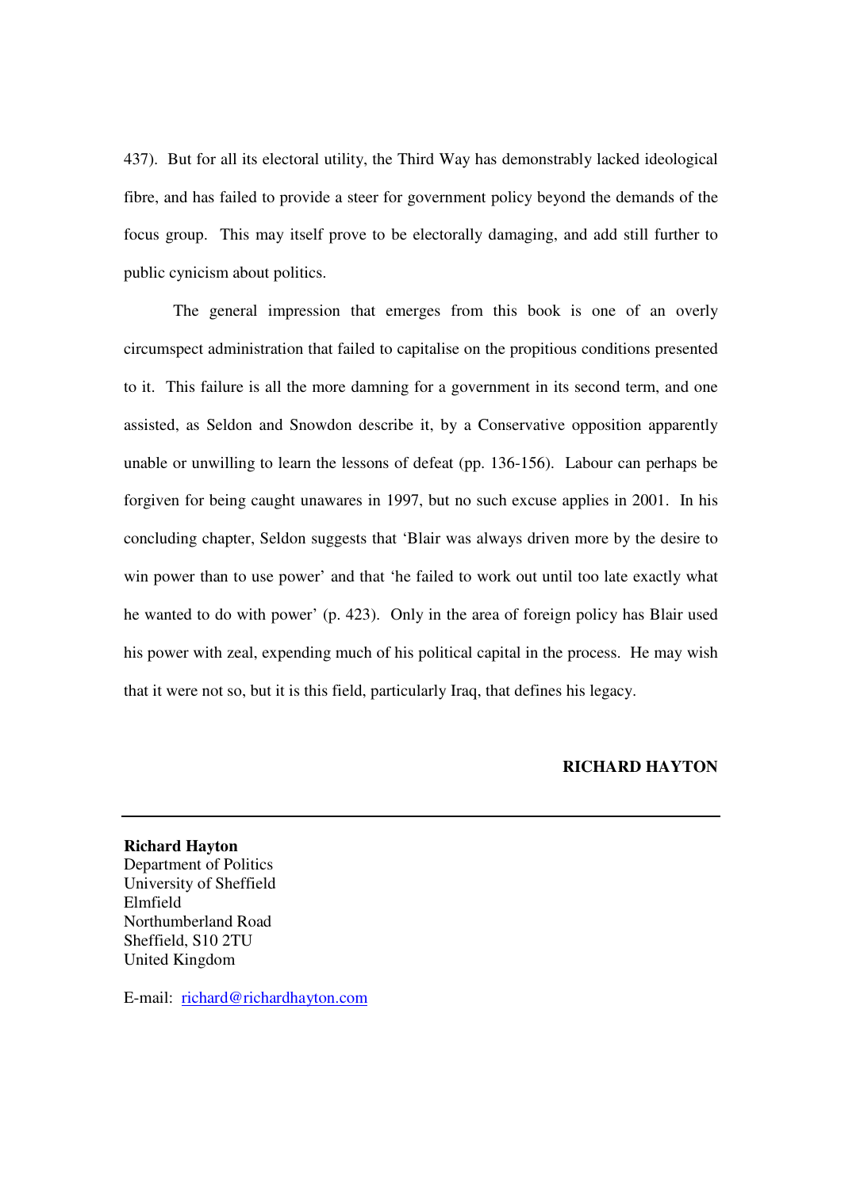437). But for all its electoral utility, the Third Way has demonstrably lacked ideological fibre, and has failed to provide a steer for government policy beyond the demands of the focus group. This may itself prove to be electorally damaging, and add still further to public cynicism about politics.

The general impression that emerges from this book is one of an overly circumspect administration that failed to capitalise on the propitious conditions presented to it. This failure is all the more damning for a government in its second term, and one assisted, as Seldon and Snowdon describe it, by a Conservative opposition apparently unable or unwilling to learn the lessons of defeat (pp. 136-156). Labour can perhaps be forgiven for being caught unawares in 1997, but no such excuse applies in 2001. In his concluding chapter, Seldon suggests that 'Blair was always driven more by the desire to win power than to use power' and that 'he failed to work out until too late exactly what he wanted to do with power' (p. 423). Only in the area of foreign policy has Blair used his power with zeal, expending much of his political capital in the process. He may wish that it were not so, but it is this field, particularly Iraq, that defines his legacy.

**RICHARD HAYTON**

---

**Richard Hayton**
Department of Politics
University of Sheffield
Elmfield
Northumberland Road
Sheffield, S10 2TU
United Kingdom

E-mail: richard@richardhayton.com